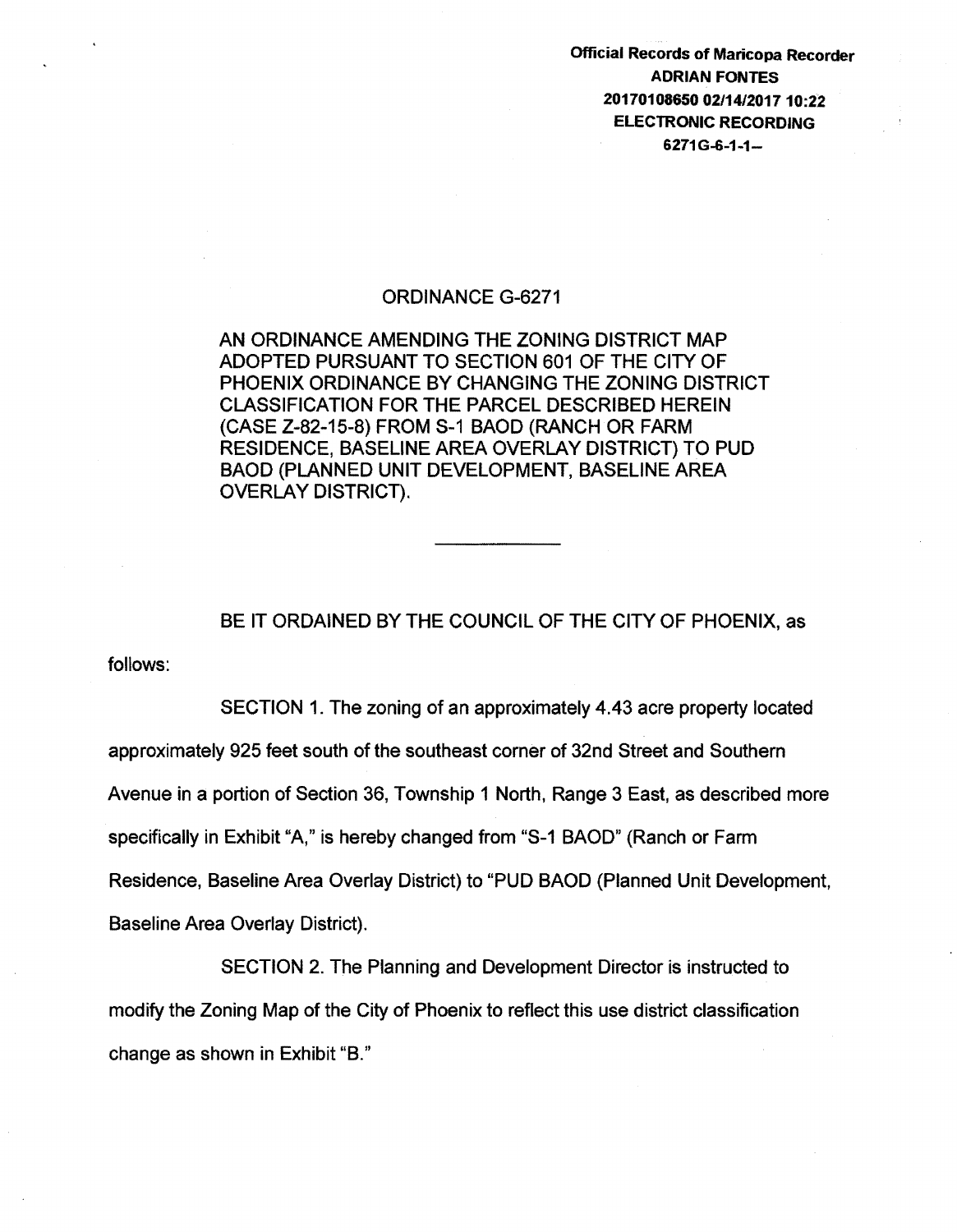Official Records of Maricopa Recorder
ADRIAN FONTES
20170108650 02/14/2017 10:22
ELECTRONIC RECORDING
6271G-6-1-1--

# ORDINANCE G-6271

AN ORDINANCE AMENDING THE ZONING DISTRICT MAP ADOPTED PURSUANT TO SECTION 601 OF THE CITY OF PHOENIX ORDINANCE BY CHANGING THE ZONING DISTRICT CLASSIFICATION FOR THE PARCEL DESCRIBED HEREIN (CASE Z-82-15-8) FROM S-1 BAOD (RANCH OR FARM RESIDENCE, BASELINE AREA OVERLAY DISTRICT) TO PUD BAOD (PLANNED UNIT DEVELOPMENT, BASELINE AREA OVERLAY DISTRICT).

---

BE IT ORDAINED BY THE COUNCIL OF THE CITY OF PHOENIX, as follows:

SECTION 1. The zoning of an approximately 4.43 acre property located approximately 925 feet south of the southeast corner of 32nd Street and Southern Avenue in a portion of Section 36, Township 1 North, Range 3 East, as described more specifically in Exhibit "A," is hereby changed from "S-1 BAOD" (Ranch or Farm Residence, Baseline Area Overlay District) to "PUD BAOD (Planned Unit Development, Baseline Area Overlay District).

SECTION 2. The Planning and Development Director is instructed to modify the Zoning Map of the City of Phoenix to reflect this use district classification change as shown in Exhibit "B."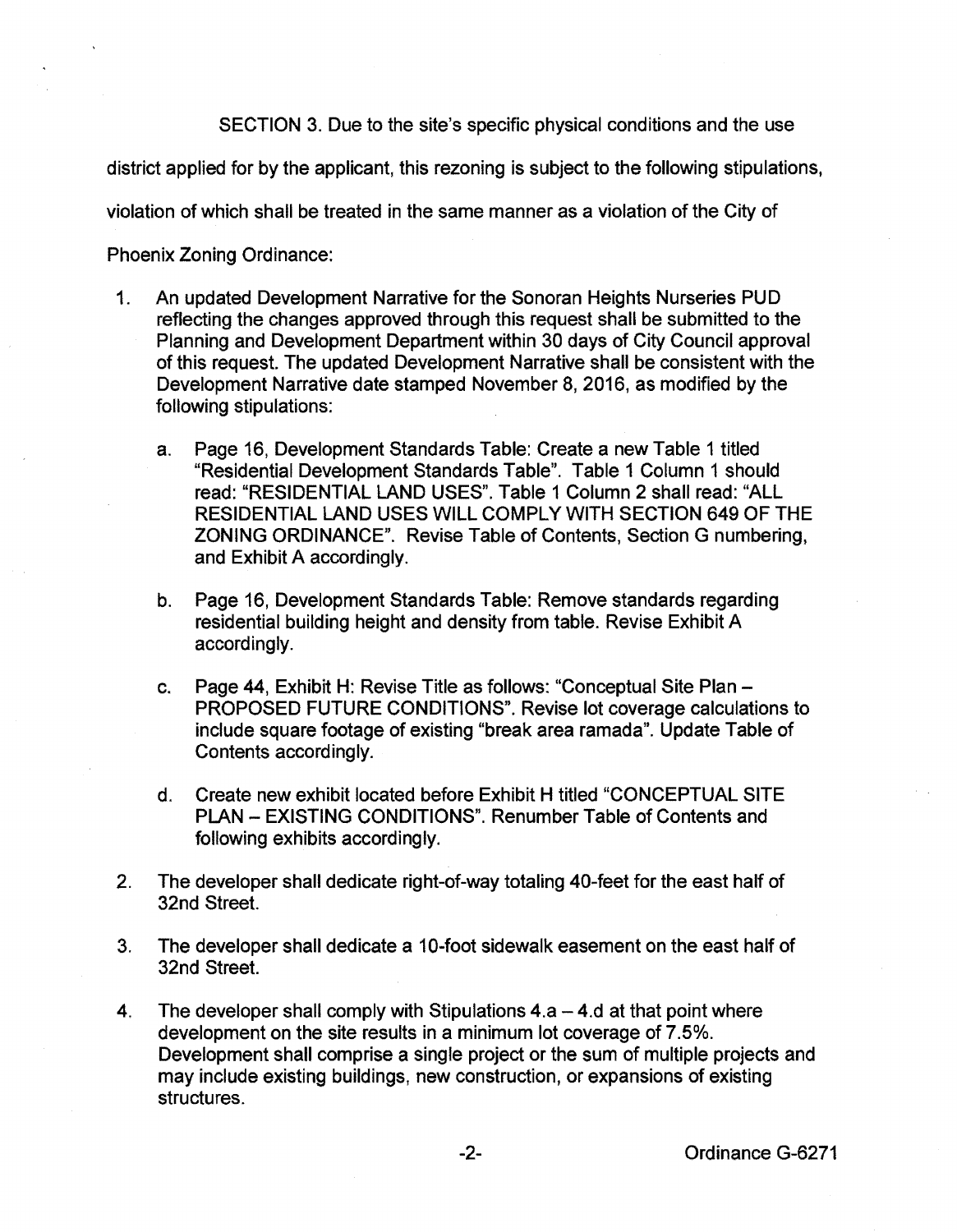SECTION 3. Due to the site's specific physical conditions and the use district applied for by the applicant, this rezoning is subject to the following stipulations, violation of which shall be treated in the same manner as a violation of the City of Phoenix Zoning Ordinance:

1. An updated Development Narrative for the Sonoran Heights Nurseries PUD reflecting the changes approved through this request shall be submitted to the Planning and Development Department within 30 days of City Council approval of this request. The updated Development Narrative shall be consistent with the Development Narrative date stamped November 8, 2016, as modified by the following stipulations:

   a. Page 16, Development Standards Table: Create a new Table 1 titled "Residential Development Standards Table". Table 1 Column 1 should read: "RESIDENTIAL LAND USES". Table 1 Column 2 shall read: "ALL RESIDENTIAL LAND USES WILL COMPLY WITH SECTION 649 OF THE ZONING ORDINANCE". Revise Table of Contents, Section G numbering, and Exhibit A accordingly.

   b. Page 16, Development Standards Table: Remove standards regarding residential building height and density from table. Revise Exhibit A accordingly.

   c. Page 44, Exhibit H: Revise Title as follows: "Conceptual Site Plan – PROPOSED FUTURE CONDITIONS". Revise lot coverage calculations to include square footage of existing "break area ramada". Update Table of Contents accordingly.

   d. Create new exhibit located before Exhibit H titled "CONCEPTUAL SITE PLAN – EXISTING CONDITIONS". Renumber Table of Contents and following exhibits accordingly.

2. The developer shall dedicate right-of-way totaling 40-feet for the east half of 32nd Street.

3. The developer shall dedicate a 10-foot sidewalk easement on the east half of 32nd Street.

4. The developer shall comply with Stipulations 4.a – 4.d at that point where development on the site results in a minimum lot coverage of 7.5%. Development shall comprise a single project or the sum of multiple projects and may include existing buildings, new construction, or expansions of existing structures.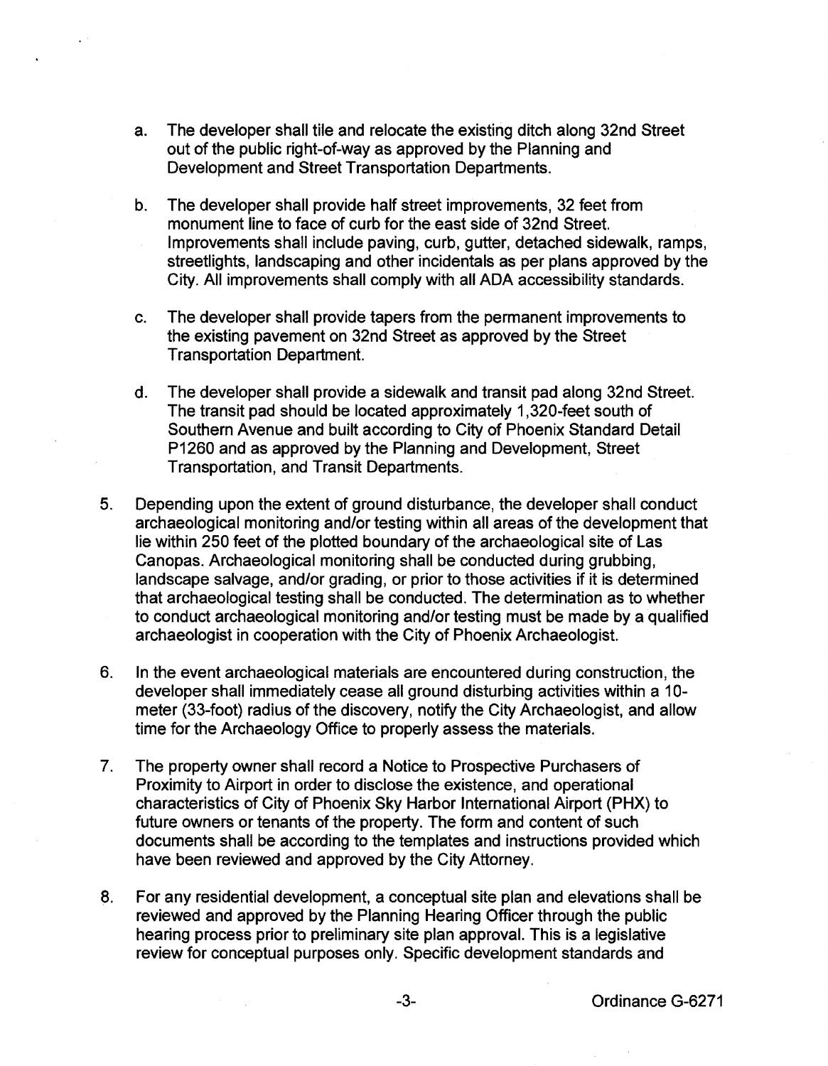a. The developer shall tile and relocate the existing ditch along 32nd Street out of the public right-of-way as approved by the Planning and Development and Street Transportation Departments.

b. The developer shall provide half street improvements, 32 feet from monument line to face of curb for the east side of 32nd Street. Improvements shall include paving, curb, gutter, detached sidewalk, ramps, streetlights, landscaping and other incidentals as per plans approved by the City. All improvements shall comply with all ADA accessibility standards.

c. The developer shall provide tapers from the permanent improvements to the existing pavement on 32nd Street as approved by the Street Transportation Department.

d. The developer shall provide a sidewalk and transit pad along 32nd Street. The transit pad should be located approximately 1,320-feet south of Southern Avenue and built according to City of Phoenix Standard Detail P1260 and as approved by the Planning and Development, Street Transportation, and Transit Departments.

5. Depending upon the extent of ground disturbance, the developer shall conduct archaeological monitoring and/or testing within all areas of the development that lie within 250 feet of the plotted boundary of the archaeological site of Las Canopas. Archaeological monitoring shall be conducted during grubbing, landscape salvage, and/or grading, or prior to those activities if it is determined that archaeological testing shall be conducted. The determination as to whether to conduct archaeological monitoring and/or testing must be made by a qualified archaeologist in cooperation with the City of Phoenix Archaeologist.

6. In the event archaeological materials are encountered during construction, the developer shall immediately cease all ground disturbing activities within a 10-meter (33-foot) radius of the discovery, notify the City Archaeologist, and allow time for the Archaeology Office to properly assess the materials.

7. The property owner shall record a Notice to Prospective Purchasers of Proximity to Airport in order to disclose the existence, and operational characteristics of City of Phoenix Sky Harbor International Airport (PHX) to future owners or tenants of the property. The form and content of such documents shall be according to the templates and instructions provided which have been reviewed and approved by the City Attorney.

8. For any residential development, a conceptual site plan and elevations shall be reviewed and approved by the Planning Hearing Officer through the public hearing process prior to preliminary site plan approval. This is a legislative review for conceptual purposes only. Specific development standards and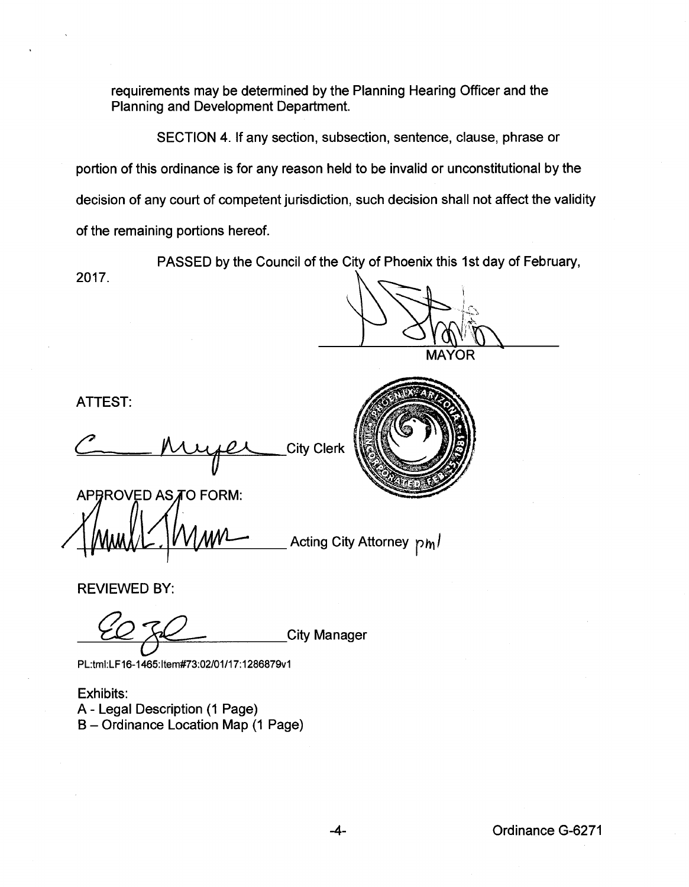requirements may be determined by the Planning Hearing Officer and the Planning and Development Department.

SECTION 4. If any section, subsection, sentence, clause, phrase or portion of this ordinance is for any reason held to be invalid or unconstitutional by the decision of any court of competent jurisdiction, such decision shall not affect the validity of the remaining portions hereof.

PASSED by the Council of the City of Phoenix this 1st day of February, 2017.

MAYOR

ATTEST:

City Clerk

APPROVED AS TO FORM:

Acting City Attorney pml

REVIEWED BY:

City Manager

PL:tml:LF16-1465:Item#73:02/01/17:1286879v1

Exhibits:
A - Legal Description (1 Page)
B – Ordinance Location Map (1 Page)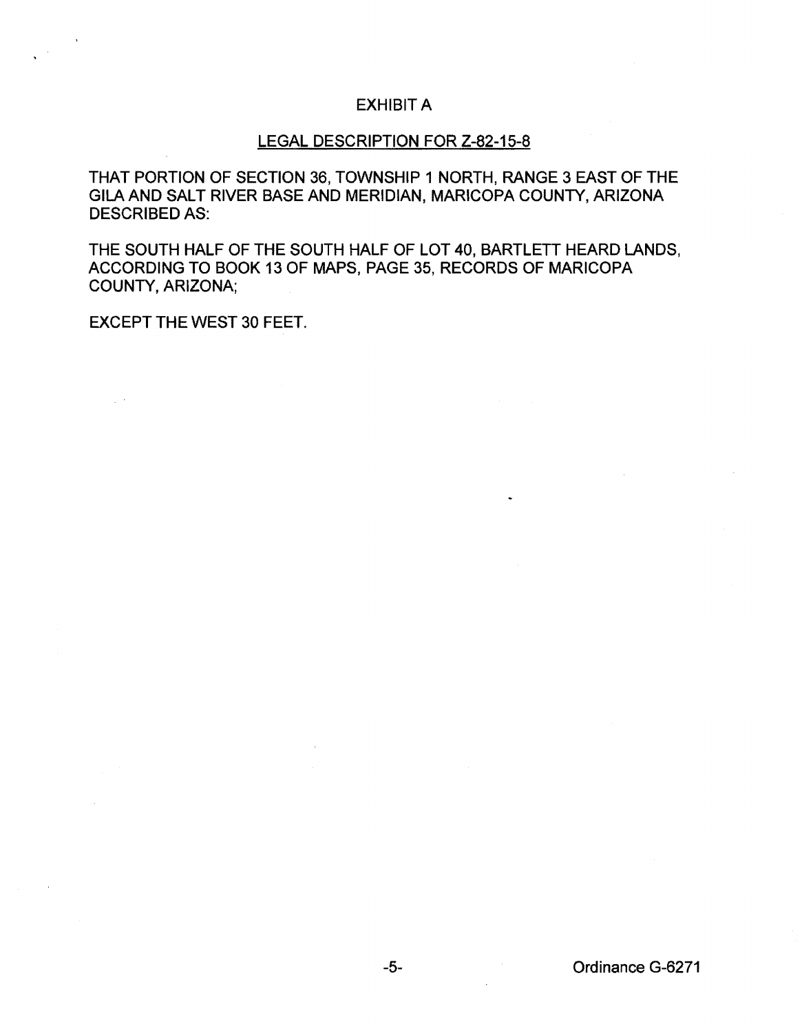# EXHIBIT A

## LEGAL DESCRIPTION FOR Z-82-15-8

THAT PORTION OF SECTION 36, TOWNSHIP 1 NORTH, RANGE 3 EAST OF THE GILA AND SALT RIVER BASE AND MERIDIAN, MARICOPA COUNTY, ARIZONA DESCRIBED AS:

THE SOUTH HALF OF THE SOUTH HALF OF LOT 40, BARTLETT HEARD LANDS, ACCORDING TO BOOK 13 OF MAPS, PAGE 35, RECORDS OF MARICOPA COUNTY, ARIZONA;

EXCEPT THE WEST 30 FEET.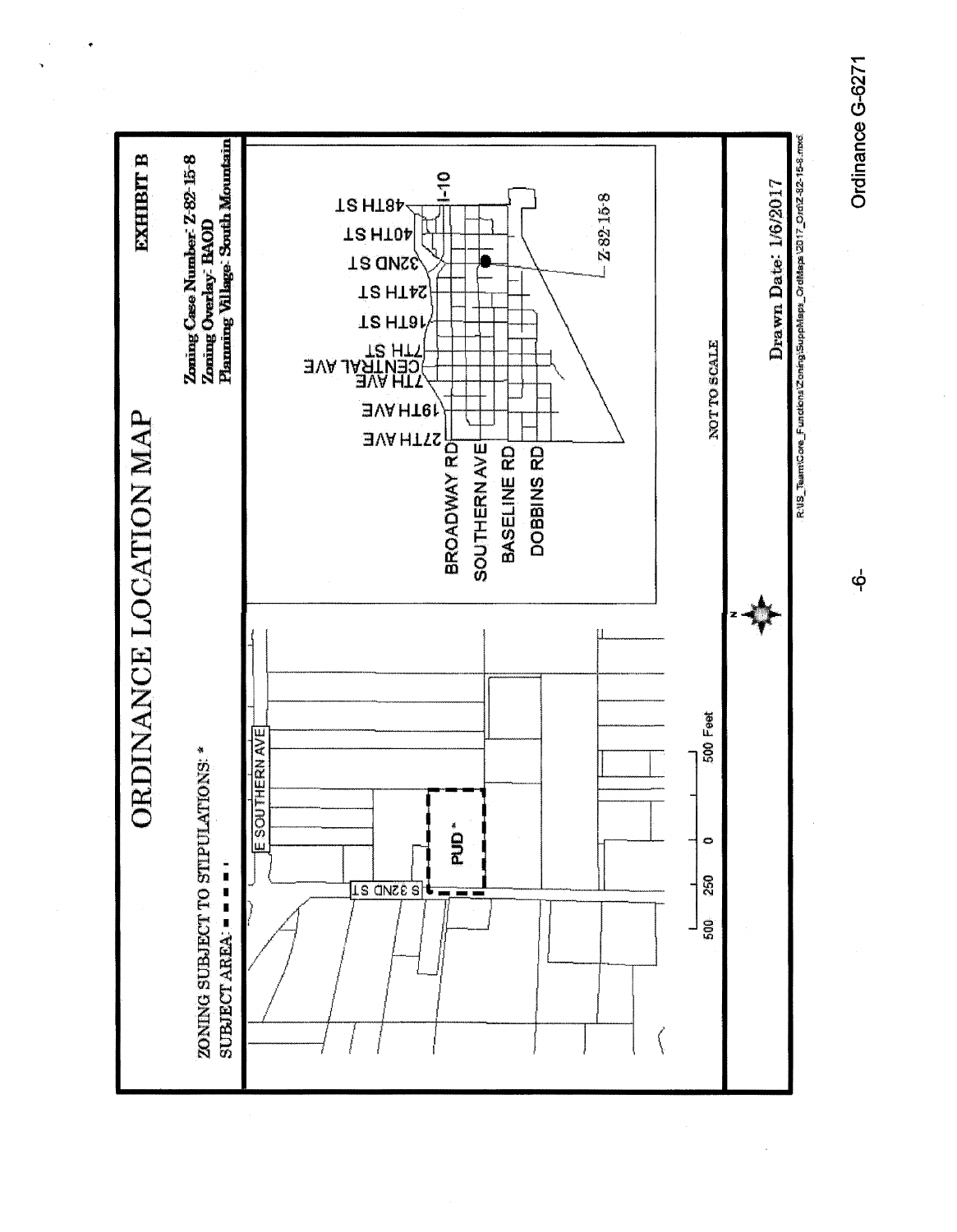# ORDINANCE LOCATION MAP

**EXHIBIT B**

**Zoning Case Number: Z-82-15-8**
**Zoning Overlay: BAOD**
**Planning Village: South Mountain**

ZONING SUBJECT TO STIPULATIONS: *
SUBJECT AREA: ▪ ▪ ▪ ▪

E SOUTHERN AVE
S 32ND ST
PUD *

500 250 0 500 Feet

27TH AVE
19TH AVE
7TH AVE
CENTRAL AVE
7TH ST
16TH ST
24TH ST
32ND ST
40TH ST
48TH ST
I-10
BROADWAY RD
SOUTHERN AVE
BASELINE RD
DOBBINS RD
Z-82-15-8

NOT TO SCALE

N

Drawn Date: 1/6/2017

R:\IS_Team\Core_Functions\Zoning\SuppMaps_OrdMaps\2017_Ord\Z-82-15-8.mxd

Ordinance G-6271